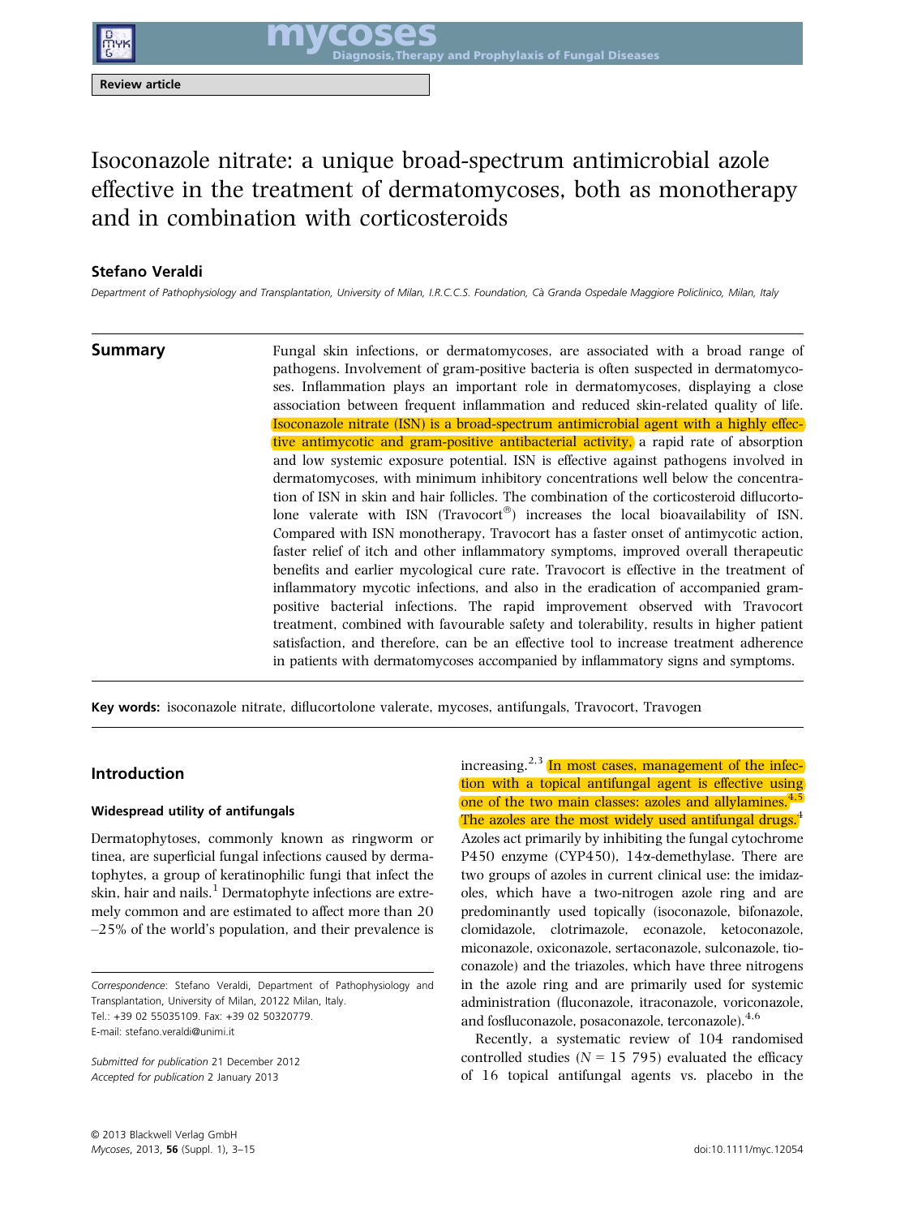Review article

# Isoconazole nitrate: a unique broad-spectrum antimicrobial azole effective in the treatment of dermatomycoses, both as monotherapy and in combination with corticosteroids

**Stefano Veraldi**

*Department of Pathophysiology and Transplantation, University of Milan, I.R.C.C.S. Foundation, Cà Granda Ospedale Maggiore Policlinico, Milan, Italy*

## Summary

Fungal skin infections, or dermatomycoses, are associated with a broad range of pathogens. Involvement of gram-positive bacteria is often suspected in dermatomycoses. Inflammation plays an important role in dermatomycoses, displaying a close association between frequent inflammation and reduced skin-related quality of life. Isoconazole nitrate (ISN) is a broad-spectrum antimicrobial agent with a highly effective antimycotic and gram-positive antibacterial activity, a rapid rate of absorption and low systemic exposure potential. ISN is effective against pathogens involved in dermatomycoses, with minimum inhibitory concentrations well below the concentration of ISN in skin and hair follicles. The combination of the corticosteroid diflucortolone valerate with ISN (Travocort®) increases the local bioavailability of ISN. Compared with ISN monotherapy, Travocort has a faster onset of antimycotic action, faster relief of itch and other inflammatory symptoms, improved overall therapeutic benefits and earlier mycological cure rate. Travocort is effective in the treatment of inflammatory mycotic infections, and also in the eradication of accompanied gram-positive bacterial infections. The rapid improvement observed with Travocort treatment, combined with favourable safety and tolerability, results in higher patient satisfaction, and therefore, can be an effective tool to increase treatment adherence in patients with dermatomycoses accompanied by inflammatory signs and symptoms.

**Key words:** isoconazole nitrate, diflucortolone valerate, mycoses, antifungals, Travocort, Travogen

## Introduction

### Widespread utility of antifungals

Dermatophytoses, commonly known as ringworm or tinea, are superficial fungal infections caused by dermatophytes, a group of keratinophilic fungi that infect the skin, hair and nails.[1] Dermatophyte infections are extremely common and are estimated to affect more than 20–25% of the world's population, and their prevalence is increasing.[2,3] In most cases, management of the infection with a topical antifungal agent is effective using one of the two main classes: azoles and allylamines.[4,5] The azoles are the most widely used antifungal drugs.[4] Azoles act primarily by inhibiting the fungal cytochrome P450 enzyme (CYP450), 14α-demethylase. There are two groups of azoles in current clinical use: the imidazoles, which have a two-nitrogen azole ring and are predominantly used topically (isoconazole, bifonazole, clomidazole, clotrimazole, econazole, ketoconazole, miconazole, oxiconazole, sertaconazole, sulconazole, tioconazole) and the triazoles, which have three nitrogens in the azole ring and are primarily used for systemic administration (fluconazole, itraconazole, voriconazole, and fosfluconazole, posaconazole, terconazole).[4,6]

Recently, a systematic review of 104 randomised controlled studies ($N = 15\ 795$) evaluated the efficacy of 16 topical antifungal agents vs. placebo in the

*Correspondence*: Stefano Veraldi, Department of Pathophysiology and Transplantation, University of Milan, 20122 Milan, Italy.
Tel.: +39 02 55035109. Fax: +39 02 50320779.
E-mail: stefano.veraldi@unimi.it

*Submitted for publication* 21 December 2012
*Accepted for publication* 2 January 2013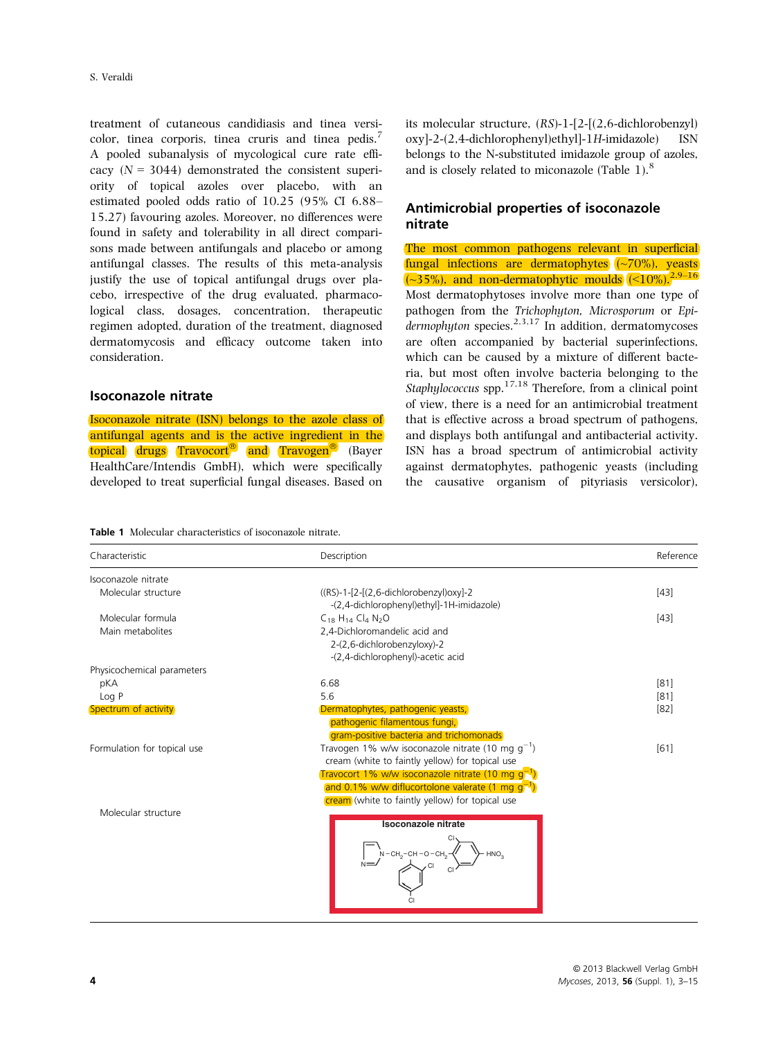treatment of cutaneous candidiasis and tinea versicolor, tinea corporis, tinea cruris and tinea pedis.[7] A pooled subanalysis of mycological cure rate efficacy ($N = 3044$) demonstrated the consistent superiority of topical azoles over placebo, with an estimated pooled odds ratio of 10.25 (95% CI 6.88–15.27) favouring azoles. Moreover, no differences were found in safety and tolerability in all direct comparisons made between antifungals and placebo or among antifungal classes. The results of this meta-analysis justify the use of topical antifungal drugs over placebo, irrespective of the drug evaluated, pharmacological class, dosages, concentration, therapeutic regimen adopted, duration of the treatment, diagnosed dermatomycosis and efficacy outcome taken into consideration.

## Isoconazole nitrate

Isoconazole nitrate (ISN) belongs to the azole class of antifungal agents and is the active ingredient in the topical drugs Travocort® and Travogen® (Bayer HealthCare/Intendis GmbH), which were specifically developed to treat superficial fungal diseases. Based on its molecular structure, (*RS*)-1-[2-[(2,6-dichlorobenzyl) oxy]-2-(2,4-dichlorophenyl)ethyl]-1*H*-imidazole) ISN belongs to the N-substituted imidazole group of azoles, and is closely related to miconazole (Table 1).[8]

## Antimicrobial properties of isoconazole nitrate

The most common pathogens relevant in superficial fungal infections are dermatophytes (~70%), yeasts (~35%), and non-dermatophytic moulds (<10%).[2,9–16] Most dermatophytoses involve more than one type of pathogen from the *Trichophyton*, *Microsporum* or *Epidermophyton* species.[2,3,17] In addition, dermatomycoses are often accompanied by bacterial superinfections, which can be caused by a mixture of different bacteria, but most often involve bacteria belonging to the *Staphylococcus* spp.[17,18] Therefore, from a clinical point of view, there is a need for an antimicrobial treatment that is effective across a broad spectrum of pathogens, and displays both antifungal and antibacterial activity. ISN has a broad spectrum of antimicrobial activity against dermatophytes, pathogenic yeasts (including the causative organism of pityriasis versicolor),

**Table 1** Molecular characteristics of isoconazole nitrate.

| Characteristic | Description | Reference |
|---|---|---|
| Isoconazole nitrate | | |
| Molecular structure | ((RS)-1-[2-[(2,6-dichlorobenzyl)oxy]-2-(2,4-dichlorophenyl)ethyl]-1H-imidazole) | [43] |
| Molecular formula | $C_{18}H_{14}Cl_4N_2O$ | [43] |
| Main metabolites | 2,4-Dichloromandelic acid and 2-(2,6-dichlorobenzyloxy)-2-(2,4-dichlorophenyl)-acetic acid | |
| Physicochemical parameters | | |
| pKA | 6.68 | [81] |
| Log P | 5.6 | [81] |
| Spectrum of activity | Dermatophytes, pathogenic yeasts, pathogenic filamentous fungi, gram-positive bacteria and trichomonads | [82] |
| Formulation for topical use | Travogen 1% w/w isoconazole nitrate (10 mg $g^{-1}$) cream (white to faintly yellow) for topical use<br>Travocort 1% w/w isoconazole nitrate (10 mg $g^{-1}$) and 0.1% w/w diflucortolone valerate (1 mg $g^{-1}$) cream (white to faintly yellow) for topical use | [61] |
| Molecular structure | Isoconazole nitrate | |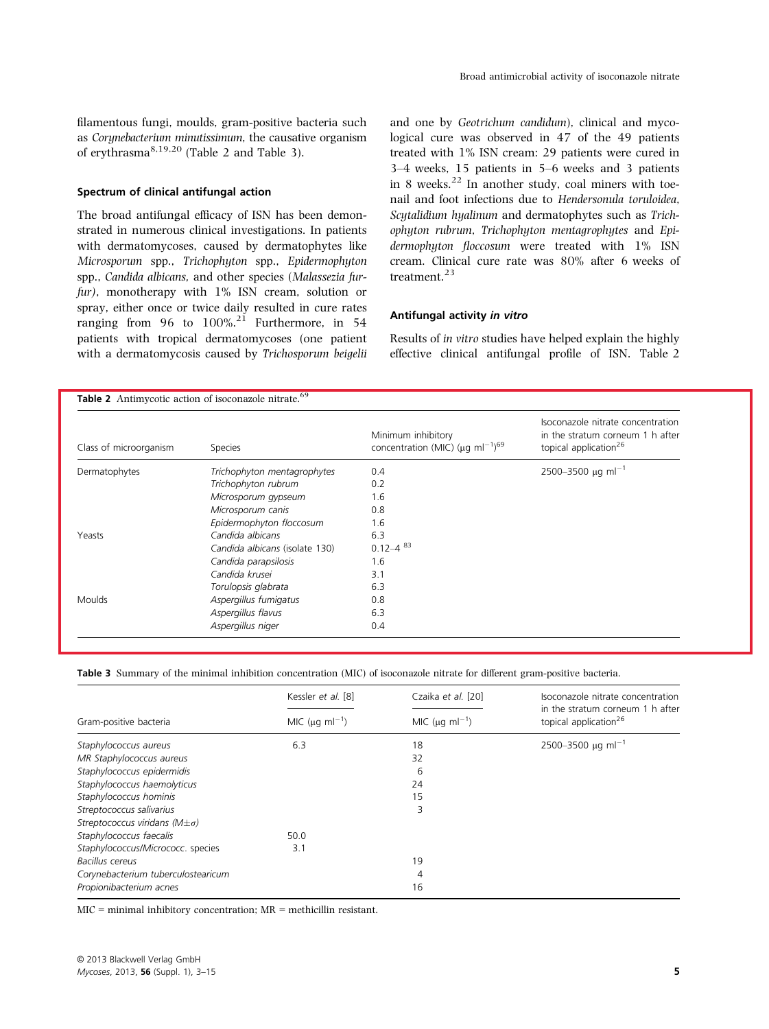filamentous fungi, moulds, gram-positive bacteria such as *Corynebacterium minutissimum*, the causative organism of erythrasma[8,19,20] (Table 2 and Table 3).

### Spectrum of clinical antifungal action

The broad antifungal efficacy of ISN has been demonstrated in numerous clinical investigations. In patients with dermatomycoses, caused by dermatophytes like *Microsporum* spp., *Trichophyton* spp., *Epidermophyton* spp., *Candida albicans,* and other species (*Malassezia furfur*), monotherapy with 1% ISN cream, solution or spray, either once or twice daily resulted in cure rates ranging from 96 to 100%.[21] Furthermore, in 54 patients with tropical dermatomycoses (one patient with a dermatomycosis caused by *Trichosporum beigelii* and one by *Geotrichum candidum*), clinical and mycological cure was observed in 47 of the 49 patients treated with 1% ISN cream: 29 patients were cured in 3–4 weeks, 15 patients in 5–6 weeks and 3 patients in 8 weeks.[22] In another study, coal miners with toenail and foot infections due to *Hendersonula toruloidea, Scytalidium hyalinum* and dermatophytes such as *Trichophyton rubrum, Trichophyton mentagrophytes* and *Epidermophyton floccosum* were treated with 1% ISN cream. Clinical cure rate was 80% after 6 weeks of treatment.[23]

### Antifungal activity *in vitro*

Results of *in vitro* studies have helped explain the highly effective clinical antifungal profile of ISN. Table 2

**Table 2** Antimycotic action of isoconazole nitrate.[69]

| Class of microorganism | Species | Minimum inhibitory concentration (MIC) (μg ml$^{-1}$)[69] | Isoconazole nitrate concentration in the stratum corneum 1 h after topical application[26] |
|---|---|---|---|
| Dermatophytes | *Trichophyton mentagrophytes* | 0.4 | 2500–3500 μg ml$^{-1}$ |
| | *Trichophyton rubrum* | 0.2 | |
| | *Microsporum gypseum* | 1.6 | |
| | *Microsporum canis* | 0.8 | |
| | *Epidermophyton floccosum* | 1.6 | |
| Yeasts | *Candida albicans* | 6.3 | |
| | *Candida albicans* (isolate 130) | 0.12–4 [83] | |
| | *Candida parapsilosis* | 1.6 | |
| | *Candida krusei* | 3.1 | |
| | *Torulopsis glabrata* | 6.3 | |
| Moulds | *Aspergillus fumigatus* | 0.8 | |
| | *Aspergillus flavus* | 6.3 | |
| | *Aspergillus niger* | 0.4 | |

**Table 3** Summary of the minimal inhibition concentration (MIC) of isoconazole nitrate for different gram-positive bacteria.

| Gram-positive bacteria | Kessler *et al.* [8] MIC (μg ml$^{-1}$) | Czaika *et al.* [20] MIC (μg ml$^{-1}$) | Isoconazole nitrate concentration in the stratum corneum 1 h after topical application[26] |
|---|---|---|---|
| *Staphylococcus aureus* | 6.3 | 18 | 2500–3500 μg ml$^{-1}$ |
| *MR Staphylococcus aureus* | | 32 | |
| *Staphylococcus epidermidis* | | 6 | |
| *Staphylococcus haemolyticus* | | 24 | |
| *Staphylococcus hominis* | | 15 | |
| *Streptococcus salivarius* | | 3 | |
| *Streptococcus viridans (M±σ)* | | | |
| *Staphylococcus faecalis* | 50.0 | | |
| *Staphylococcus/Micrococc. species* | 3.1 | | |
| *Bacillus cereus* | | 19 | |
| *Corynebacterium tuberculostearicum* | | 4 | |
| *Propionibacterium acnes* | | 16 | |

MIC = minimal inhibitory concentration; MR = methicillin resistant.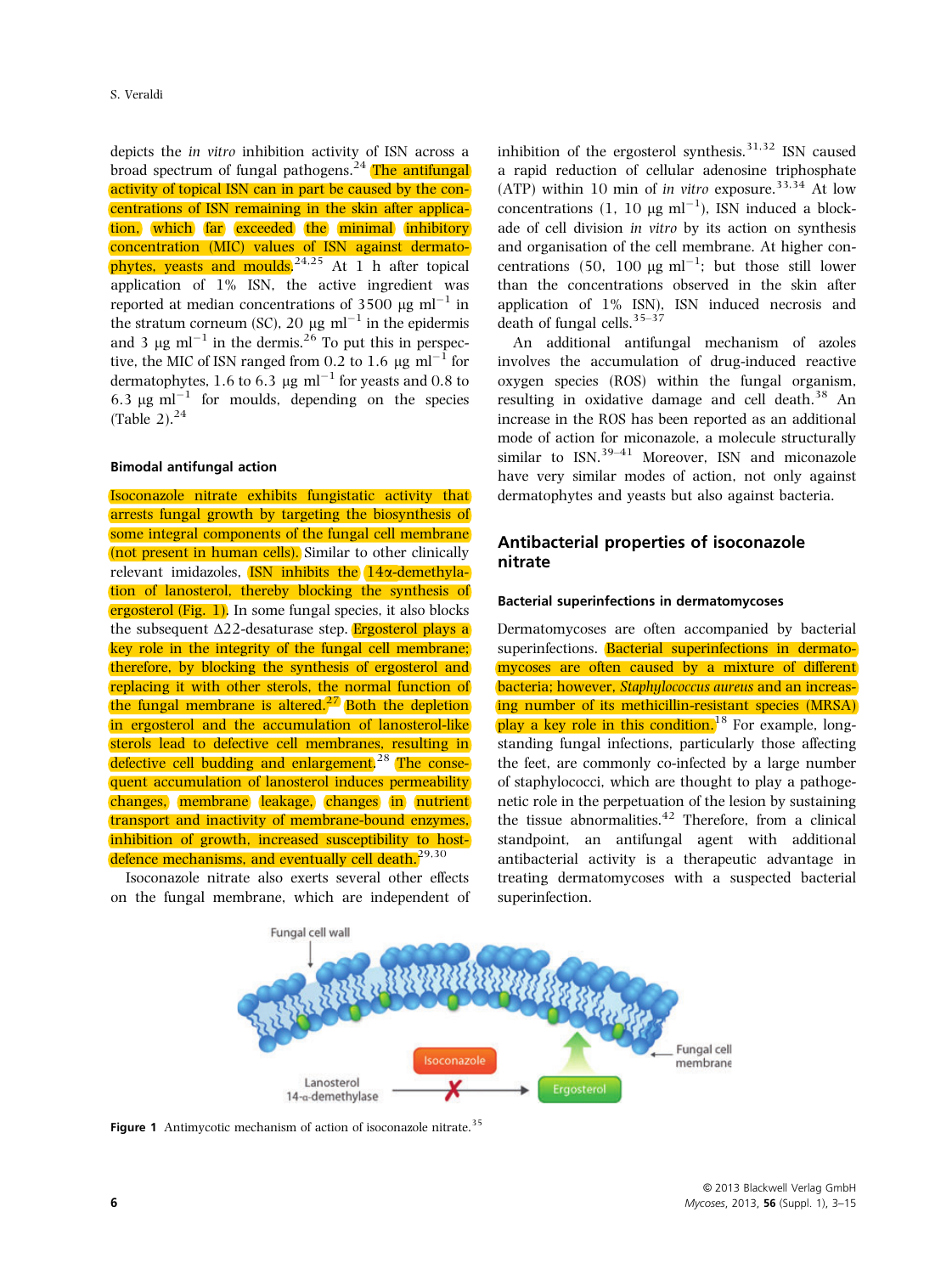depicts the *in vitro* inhibition activity of ISN across a broad spectrum of fungal pathogens.[24] The antifungal activity of topical ISN can in part be caused by the concentrations of ISN remaining in the skin after application, which far exceeded the minimal inhibitory concentration (MIC) values of ISN against dermatophytes, yeasts and moulds.[24,25] At 1 h after topical application of 1% ISN, the active ingredient was reported at median concentrations of 3500 μg ml$^{-1}$ in the stratum corneum (SC), 20 μg ml$^{-1}$ in the epidermis and 3 μg ml$^{-1}$ in the dermis.[26] To put this in perspective, the MIC of ISN ranged from 0.2 to 1.6 μg ml$^{-1}$ for dermatophytes, 1.6 to 6.3 μg ml$^{-1}$ for yeasts and 0.8 to 6.3 μg ml$^{-1}$ for moulds, depending on the species (Table 2).[24]

### Bimodal antifungal action

Isoconazole nitrate exhibits fungistatic activity that arrests fungal growth by targeting the biosynthesis of some integral components of the fungal cell membrane (not present in human cells). Similar to other clinically relevant imidazoles, ISN inhibits the 14α-demethylation of lanosterol, thereby blocking the synthesis of ergosterol (Fig. 1). In some fungal species, it also blocks the subsequent Δ22-desaturase step. Ergosterol plays a key role in the integrity of the fungal cell membrane; therefore, by blocking the synthesis of ergosterol and replacing it with other sterols, the normal function of the fungal membrane is altered.[27] Both the depletion in ergosterol and the accumulation of lanosterol-like sterols lead to defective cell membranes, resulting in defective cell budding and enlargement.[28] The consequent accumulation of lanosterol induces permeability changes, membrane leakage, changes in nutrient transport and inactivity of membrane-bound enzymes, inhibition of growth, increased susceptibility to host-defence mechanisms, and eventually cell death.[29,30]

Isoconazole nitrate also exerts several other effects on the fungal membrane, which are independent of inhibition of the ergosterol synthesis.[31,32] ISN caused a rapid reduction of cellular adenosine triphosphate (ATP) within 10 min of *in vitro* exposure.[33,34] At low concentrations (1, 10 μg ml$^{-1}$), ISN induced a blockade of cell division *in vitro* by its action on synthesis and organisation of the cell membrane. At higher concentrations (50, 100 μg ml$^{-1}$; but those still lower than the concentrations observed in the skin after application of 1% ISN), ISN induced necrosis and death of fungal cells.[35–37]

An additional antifungal mechanism of azoles involves the accumulation of drug-induced reactive oxygen species (ROS) within the fungal organism, resulting in oxidative damage and cell death.[38] An increase in the ROS has been reported as an additional mode of action for miconazole, a molecule structurally similar to ISN.[39–41] Moreover, ISN and miconazole have very similar modes of action, not only against dermatophytes and yeasts but also against bacteria.

## Antibacterial properties of isoconazole nitrate

### Bacterial superinfections in dermatomycoses

Dermatomycoses are often accompanied by bacterial superinfections. Bacterial superinfections in dermatomycoses are often caused by a mixture of different bacteria; however, *Staphylococcus aureus* and an increasing number of its methicillin-resistant species (MRSA) play a key role in this condition.[18] For example, long-standing fungal infections, particularly those affecting the feet, are commonly co-infected by a large number of staphylococci, which are thought to play a pathogenetic role in the perpetuation of the lesion by sustaining the tissue abnormalities.[42] Therefore, from a clinical standpoint, an antifungal agent with additional antibacterial activity is a therapeutic advantage in treating dermatomycoses with a suspected bacterial superinfection.

Fungal cell wall

Fungal cell membrane

Isoconazole

Lanosterol 14-α-demethylase

Ergosterol

**Figure 1** Antimycotic mechanism of action of isoconazole nitrate.[35]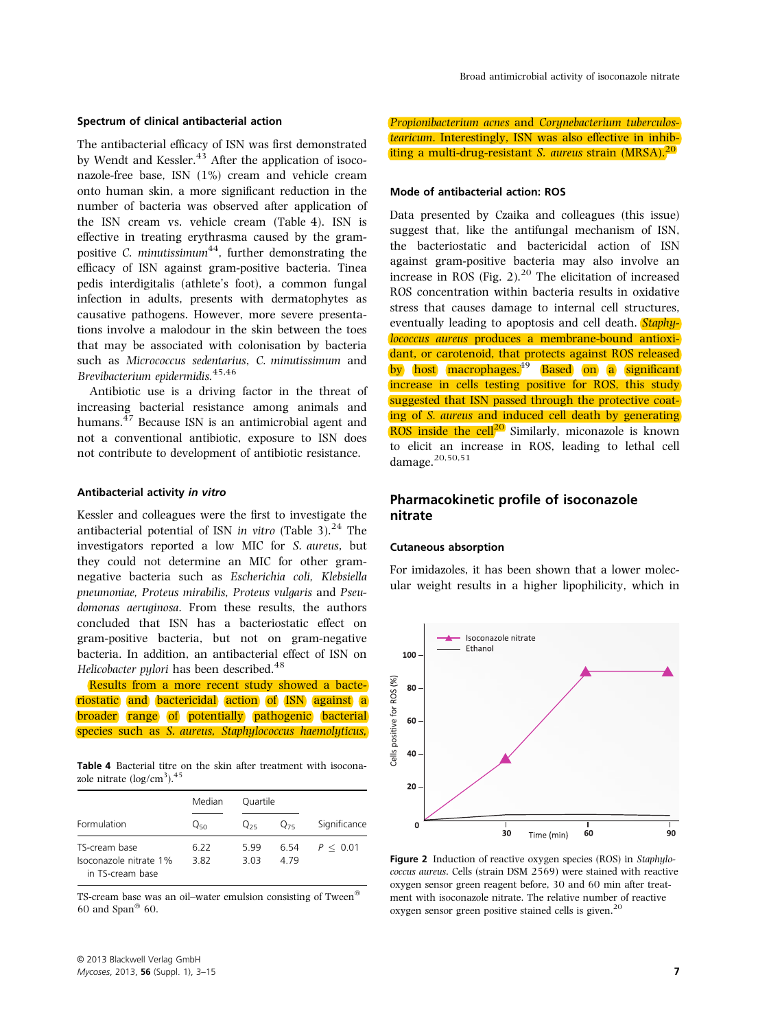### Spectrum of clinical antibacterial action

The antibacterial efficacy of ISN was first demonstrated by Wendt and Kessler.[43] After the application of isoconazole-free base, ISN (1%) cream and vehicle cream onto human skin, a more significant reduction in the number of bacteria was observed after application of the ISN cream vs. vehicle cream (Table 4). ISN is effective in treating erythrasma caused by the gram-positive *C. minutissimum*[44], further demonstrating the efficacy of ISN against gram-positive bacteria. Tinea pedis interdigitalis (athlete's foot), a common fungal infection in adults, presents with dermatophytes as causative pathogens. However, more severe presentations involve a malodour in the skin between the toes that may be associated with colonisation by bacteria such as *Micrococcus sedentarius*, *C. minutissimum* and *Brevibacterium epidermidis*.[45,46]

Antibiotic use is a driving factor in the threat of increasing bacterial resistance among animals and humans.[47] Because ISN is an antimicrobial agent and not a conventional antibiotic, exposure to ISN does not contribute to development of antibiotic resistance.

### Antibacterial activity *in vitro*

Kessler and colleagues were the first to investigate the antibacterial potential of ISN *in vitro* (Table 3).[24] The investigators reported a low MIC for *S. aureus*, but they could not determine an MIC for other gram-negative bacteria such as *Escherichia coli, Klebsiella pneumoniae, Proteus mirabilis, Proteus vulgaris* and *Pseudomonas aeruginosa*. From these results, the authors concluded that ISN has a bacteriostatic effect on gram-positive bacteria, but not on gram-negative bacteria. In addition, an antibacterial effect of ISN on *Helicobacter pylori* has been described.[48]

Results from a more recent study showed a bacteriostatic and bactericidal action of ISN against a broader range of potentially pathogenic bacterial species such as *S. aureus, Staphylococcus haemolyticus, Propionibacterium acnes* and *Corynebacterium tuberculostearicum*. Interestingly, ISN was also effective in inhibiting a multi-drug-resistant *S. aureus* strain (MRSA).[20]

**Table 4** Bacterial titre on the skin after treatment with isoconazole nitrate (log/cm$^3$).[45]

| Formulation | Median | Quartile | | Significance |
|---|---|---|---|---|
| | $Q_{50}$ | $Q_{25}$ | $Q_{75}$ | |
| TS-cream base | 6.22 | 5.99 | 6.54 | $P \leq 0.01$ |
| Isoconazole nitrate 1% in TS-cream base | 3.82 | 3.03 | 4.79 | |

TS-cream base was an oil–water emulsion consisting of Tween® 60 and Span® 60.

### Mode of antibacterial action: ROS

Data presented by Czaika and colleagues (this issue) suggest that, like the antifungal mechanism of ISN, the bacteriostatic and bactericidal action of ISN against gram-positive bacteria may also involve an increase in ROS (Fig. 2).[20] The elicitation of increased ROS concentration within bacteria results in oxidative stress that causes damage to internal cell structures, eventually leading to apoptosis and cell death. *Staphylococcus aureus* produces a membrane-bound antioxidant, or carotenoid, that protects against ROS released by host macrophages.[49] Based on a significant increase in cells testing positive for ROS, this study suggested that ISN passed through the protective coating of *S. aureus* and induced cell death by generating ROS inside the cell[20] Similarly, miconazole is known to elicit an increase in ROS, leading to lethal cell damage.[20,50,51]

## Pharmacokinetic profile of isoconazole nitrate

### Cutaneous absorption

For imidazoles, it has been shown that a lower molecular weight results in a higher lipophilicity, which in

**Figure 2** Induction of reactive oxygen species (ROS) in *Staphylococcus aureus*. Cells (strain DSM 2569) were stained with reactive oxygen sensor green reagent before, 30 and 60 min after treatment with isoconazole nitrate. The relative number of reactive oxygen sensor green positive stained cells is given.[20]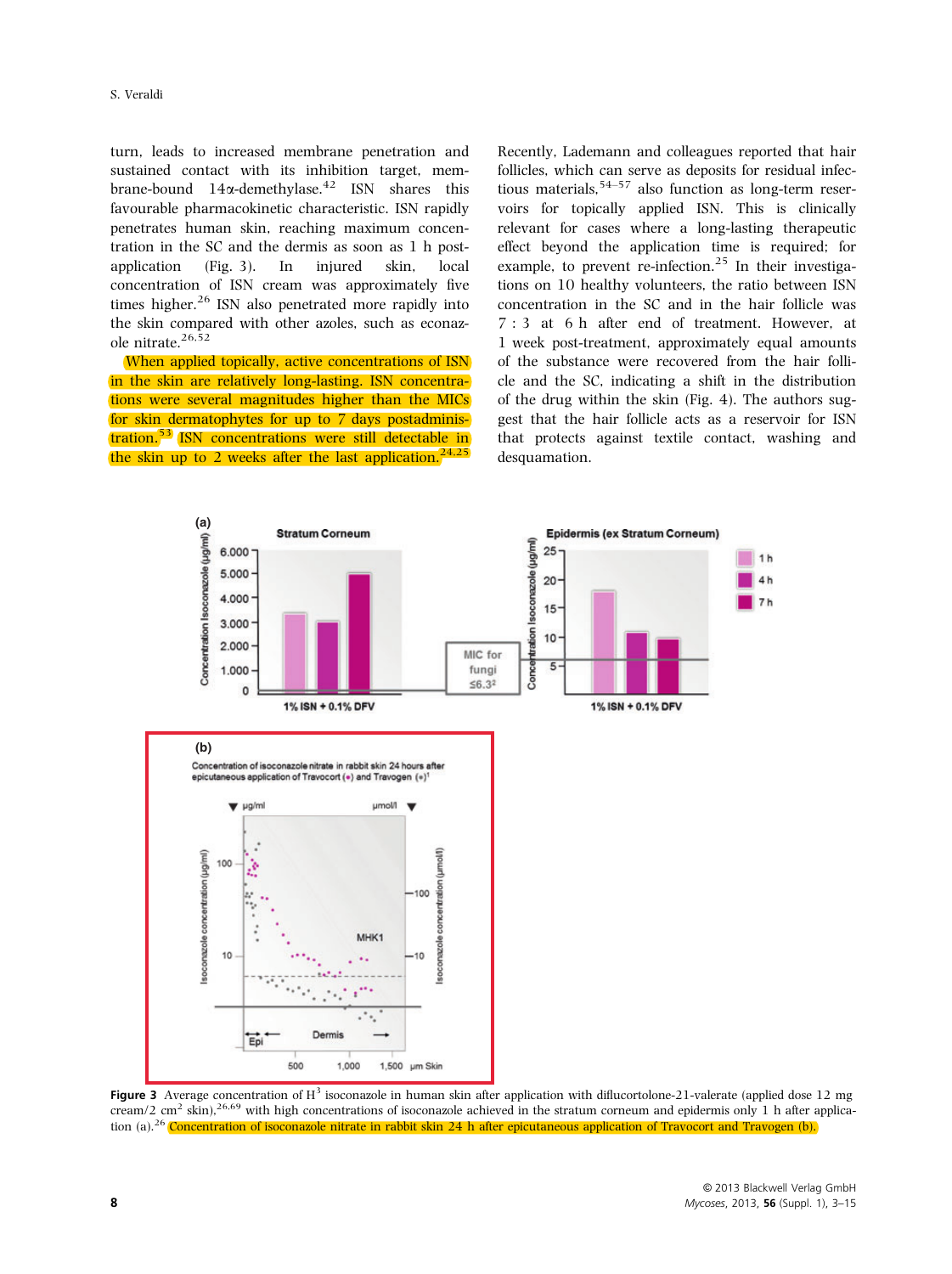turn, leads to increased membrane penetration and sustained contact with its inhibition target, membrane-bound 14α-demethylase.[42] ISN shares this favourable pharmacokinetic characteristic. ISN rapidly penetrates human skin, reaching maximum concentration in the SC and the dermis as soon as 1 h post-application (Fig. 3). In injured skin, local concentration of ISN cream was approximately five times higher.[26] ISN also penetrated more rapidly into the skin compared with other azoles, such as econazole nitrate.[26,52]

When applied topically, active concentrations of ISN in the skin are relatively long-lasting. ISN concentrations were several magnitudes higher than the MICs for skin dermatophytes for up to 7 days postadministration.[53] ISN concentrations were still detectable in the skin up to 2 weeks after the last application.[24,25]

Recently, Lademann and colleagues reported that hair follicles, which can serve as deposits for residual infectious materials,[54–57] also function as long-term reservoirs for topically applied ISN. This is clinically relevant for cases where a long-lasting therapeutic effect beyond the application time is required; for example, to prevent re-infection.[25] In their investigations on 10 healthy volunteers, the ratio between ISN concentration in the SC and in the hair follicle was 7 : 3 at 6 h after end of treatment. However, at 1 week post-treatment, approximately equal amounts of the substance were recovered from the hair follicle and the SC, indicating a shift in the distribution of the drug within the skin (Fig. 4). The authors suggest that the hair follicle acts as a reservoir for ISN that protects against textile contact, washing and desquamation.

**Figure 3** Average concentration of $H^3$ isoconazole in human skin after application with diflucortolone-21-valerate (applied dose 12 mg cream/2 $cm^2$ skin),[26,69] with high concentrations of isoconazole achieved in the stratum corneum and epidermis only 1 h after application (a).[26] Concentration of isoconazole nitrate in rabbit skin 24 h after epicutaneous application of Travocort and Travogen (b).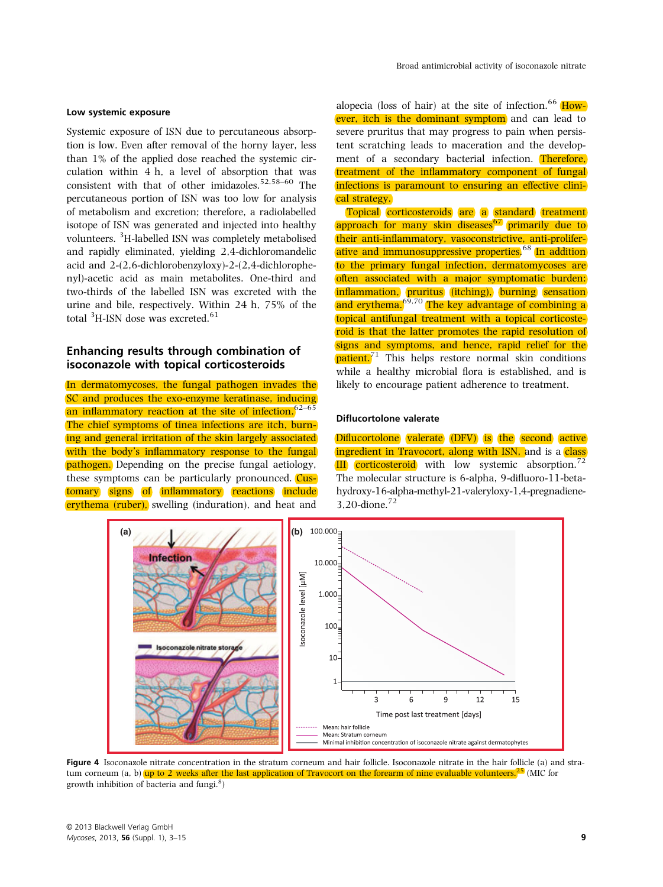### Low systemic exposure

Systemic exposure of ISN due to percutaneous absorption is low. Even after removal of the horny layer, less than 1% of the applied dose reached the systemic circulation within 4 h, a level of absorption that was consistent with that of other imidazoles.[52,58–60] The percutaneous portion of ISN was too low for analysis of metabolism and excretion; therefore, a radiolabelled isotope of ISN was generated and injected into healthy volunteers. $^{3}$H-labelled ISN was completely metabolised and rapidly eliminated, yielding 2,4-dichloromandelic acid and 2-(2,6-dichlorobenzyloxy)-2-(2,4-dichlorophenyl)-acetic acid as main metabolites. One-third and two-thirds of the labelled ISN was excreted with the urine and bile, respectively. Within 24 h, 75% of the total $^{3}$H-ISN dose was excreted.[61]

## Enhancing results through combination of isoconazole with topical corticosteroids

In dermatomycoses, the fungal pathogen invades the SC and produces the exo-enzyme keratinase, inducing an inflammatory reaction at the site of infection.[62–65] The chief symptoms of tinea infections are itch, burning and general irritation of the skin largely associated with the body's inflammatory response to the fungal pathogen. Depending on the precise fungal aetiology, these symptoms can be particularly pronounced. Customary signs of inflammatory reactions include erythema (ruber), swelling (induration), and heat and alopecia (loss of hair) at the site of infection.[66] However, itch is the dominant symptom and can lead to severe pruritus that may progress to pain when persistent scratching leads to maceration and the development of a secondary bacterial infection. Therefore, treatment of the inflammatory component of fungal infections is paramount to ensuring an effective clinical strategy.

Topical corticosteroids are a standard treatment approach for many skin diseases[67] primarily due to their anti-inflammatory, vasoconstrictive, anti-proliferative and immunosuppressive properties.[68] In addition to the primary fungal infection, dermatomycoses are often associated with a major symptomatic burden: inflammation, pruritus (itching), burning sensation and erythema.[69,70] The key advantage of combining a topical antifungal treatment with a topical corticosteroid is that the latter promotes the rapid resolution of signs and symptoms, and hence, rapid relief for the patient.[71] This helps restore normal skin conditions while a healthy microbial flora is established, and is likely to encourage patient adherence to treatment.

### Diflucortolone valerate

Diflucortolone valerate (DFV) is the second active ingredient in Travocort, along with ISN, and is a class III corticosteroid with low systemic absorption.[72] The molecular structure is 6-alpha, 9-difluoro-11-beta-hydroxy-16-alpha-methyl-21-valeryloxy-1,4-pregnadiene-3,20-dione.[72]

**Figure 4** Isoconazole nitrate concentration in the stratum corneum and hair follicle. Isoconazole nitrate in the hair follicle (a) and stratum corneum (a, b) up to 2 weeks after the last application of Travocort on the forearm of nine evaluable volunteers.[25] (MIC for growth inhibition of bacteria and fungi.[8])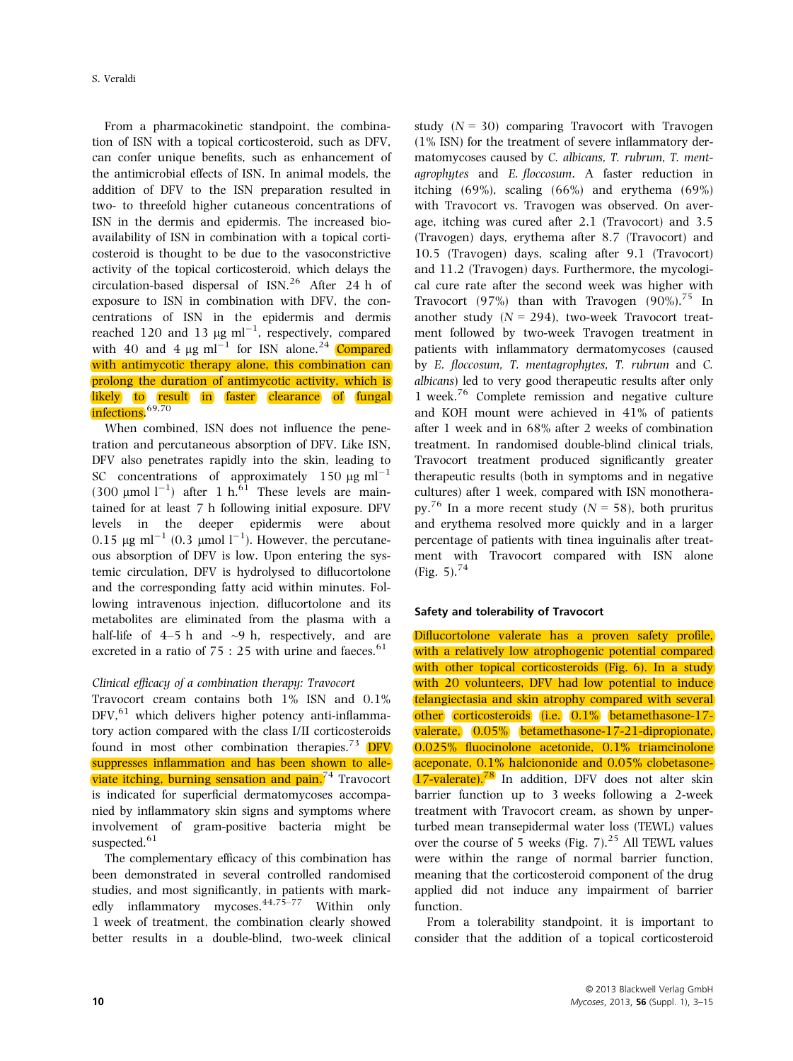From a pharmacokinetic standpoint, the combination of ISN with a topical corticosteroid, such as DFV, can confer unique benefits, such as enhancement of the antimicrobial effects of ISN. In animal models, the addition of DFV to the ISN preparation resulted in two- to threefold higher cutaneous concentrations of ISN in the dermis and epidermis. The increased bioavailability of ISN in combination with a topical corticosteroid is thought to be due to the vasoconstrictive activity of the topical corticosteroid, which delays the circulation-based dispersal of ISN.[26] After 24 h of exposure to ISN in combination with DFV, the concentrations of ISN in the epidermis and dermis reached 120 and 13 μg ml$^{-1}$, respectively, compared with 40 and 4 μg ml$^{-1}$ for ISN alone.[24] Compared with antimycotic therapy alone, this combination can prolong the duration of antimycotic activity, which is likely to result in faster clearance of fungal infections.[69,70]

When combined, ISN does not influence the penetration and percutaneous absorption of DFV. Like ISN, DFV also penetrates rapidly into the skin, leading to SC concentrations of approximately 150 μg ml$^{-1}$ (300 μmol l$^{-1}$) after 1 h.[61] These levels are maintained for at least 7 h following initial exposure. DFV levels in the deeper epidermis were about 0.15 μg ml$^{-1}$ (0.3 μmol l$^{-1}$). However, the percutaneous absorption of DFV is low. Upon entering the systemic circulation, DFV is hydrolysed to diflucortolone and the corresponding fatty acid within minutes. Following intravenous injection, diflucortolone and its metabolites are eliminated from the plasma with a half-life of 4–5 h and ~9 h, respectively, and are excreted in a ratio of 75 : 25 with urine and faeces.[61]

*Clinical efficacy of a combination therapy: Travocort*

Travocort cream contains both 1% ISN and 0.1% DFV,[61] which delivers higher potency anti-inflammatory action compared with the class I/II corticosteroids found in most other combination therapies.[73] DFV suppresses inflammation and has been shown to alleviate itching, burning sensation and pain.[74] Travocort is indicated for superficial dermatomycoses accompanied by inflammatory skin signs and symptoms where involvement of gram-positive bacteria might be suspected.[61]

The complementary efficacy of this combination has been demonstrated in several controlled randomised studies, and most significantly, in patients with markedly inflammatory mycoses.[44,75–77] Within only 1 week of treatment, the combination clearly showed better results in a double-blind, two-week clinical study ($N = 30$) comparing Travocort with Travogen (1% ISN) for the treatment of severe inflammatory dermatomycoses caused by *C. albicans, T. rubrum, T. mentagrophytes* and *E. floccosum*. A faster reduction in itching (69%), scaling (66%) and erythema (69%) with Travocort vs. Travogen was observed. On average, itching was cured after 2.1 (Travocort) and 3.5 (Travogen) days, erythema after 8.7 (Travocort) and 10.5 (Travogen) days, scaling after 9.1 (Travocort) and 11.2 (Travogen) days. Furthermore, the mycological cure rate after the second week was higher with Travocort (97%) than with Travogen (90%).[75] In another study ($N = 294$), two-week Travocort treatment followed by two-week Travogen treatment in patients with inflammatory dermatomycoses (caused by *E. floccosum, T. mentagrophytes, T. rubrum* and *C. albicans*) led to very good therapeutic results after only 1 week.[76] Complete remission and negative culture and KOH mount were achieved in 41% of patients after 1 week and in 68% after 2 weeks of combination treatment. In randomised double-blind clinical trials, Travocort treatment produced significantly greater therapeutic results (both in symptoms and in negative cultures) after 1 week, compared with ISN monotherapy.[76] In a more recent study ($N = 58$), both pruritus and erythema resolved more quickly and in a larger percentage of patients with tinea inguinalis after treatment with Travocort compared with ISN alone (Fig. 5).[74]

#### Safety and tolerability of Travocort

Diflucortolone valerate has a proven safety profile, with a relatively low atrophogenic potential compared with other topical corticosteroids (Fig. 6). In a study with 20 volunteers, DFV had low potential to induce telangiectasia and skin atrophy compared with several other corticosteroids (i.e. 0.1% betamethasone-17-valerate, 0.05% betamethasone-17-21-dipropionate, 0.025% fluocinolone acetonide, 0.1% triamcinolone aceponate, 0.1% halcinonide and 0.05% clobetasone-17-valerate).[78] In addition, DFV does not alter skin barrier function up to 3 weeks following a 2-week treatment with Travocort cream, as shown by unperturbed mean transepidermal water loss (TEWL) values over the course of 5 weeks (Fig. 7).[25] All TEWL values were within the range of normal barrier function, meaning that the corticosteroid component of the drug applied did not induce any impairment of barrier function.

From a tolerability standpoint, it is important to consider that the addition of a topical corticosteroid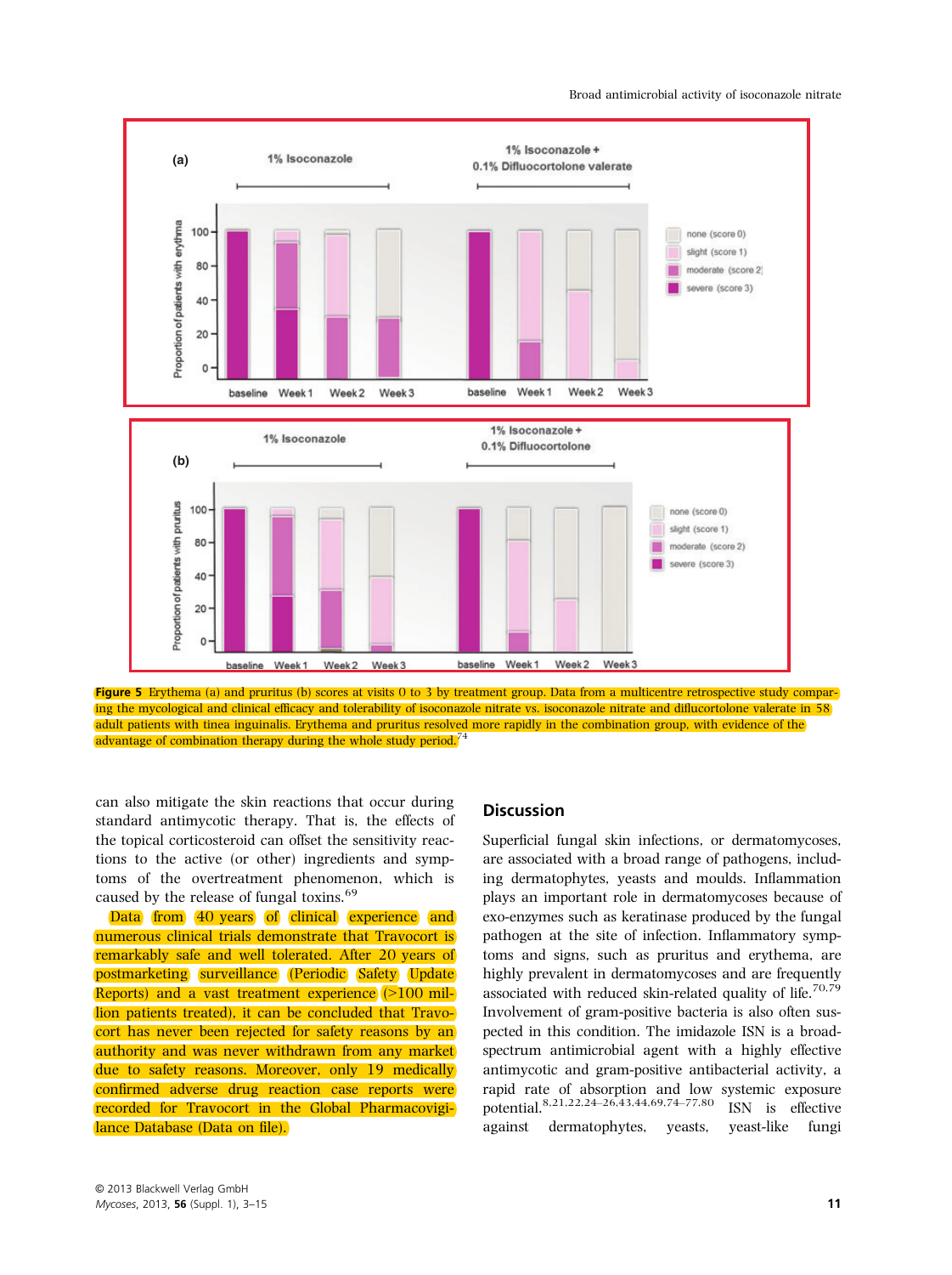Figure 5 Erythema (a) and pruritus (b) scores at visits 0 to 3 by treatment group. Data from a multicentre retrospective study comparing the mycological and clinical efficacy and tolerability of isoconazole nitrate vs. isoconazole nitrate and diflucortolone valerate in 58 adult patients with tinea inguinalis. Erythema and pruritus resolved more rapidly in the combination group, with evidence of the advantage of combination therapy during the whole study period.[74]

can also mitigate the skin reactions that occur during standard antimycotic therapy. That is, the effects of the topical corticosteroid can offset the sensitivity reactions to the active (or other) ingredients and symptoms of the overtreatment phenomenon, which is caused by the release of fungal toxins.[69]

Data from 40 years of clinical experience and numerous clinical trials demonstrate that Travocort is remarkably safe and well tolerated. After 20 years of postmarketing surveillance (Periodic Safety Update Reports) and a vast treatment experience (>100 million patients treated), it can be concluded that Travocort has never been rejected for safety reasons by an authority and was never withdrawn from any market due to safety reasons. Moreover, only 19 medically confirmed adverse drug reaction case reports were recorded for Travocort in the Global Pharmacovigilance Database (Data on file).

## Discussion

Superficial fungal skin infections, or dermatomycoses, are associated with a broad range of pathogens, including dermatophytes, yeasts and moulds. Inflammation plays an important role in dermatomycoses because of exo-enzymes such as keratinase produced by the fungal pathogen at the site of infection. Inflammatory symptoms and signs, such as pruritus and erythema, are highly prevalent in dermatomycoses and are frequently associated with reduced skin-related quality of life.[70,79] Involvement of gram-positive bacteria is also often suspected in this condition. The imidazole ISN is a broad-spectrum antimicrobial agent with a highly effective antimycotic and gram-positive antibacterial activity, a rapid rate of absorption and low systemic exposure potential.[8,21,22,24–26,43,44,69,74–77,80] ISN is effective against dermatophytes, yeasts, yeast-like fungi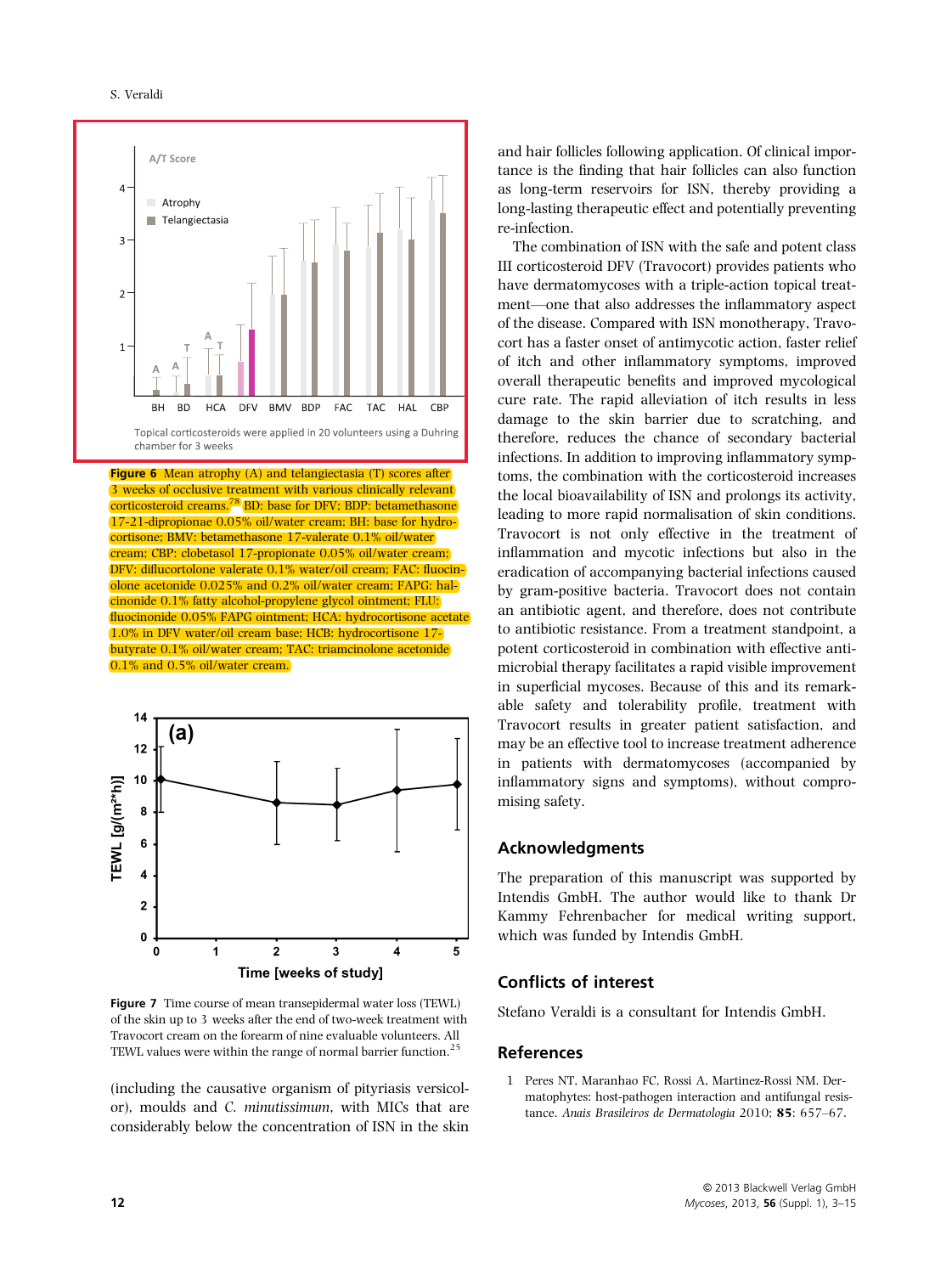Figure 6 Mean atrophy (A) and telangiectasia (T) scores after 3 weeks of occlusive treatment with various clinically relevant corticosteroid creams.[78] BD: base for DFV; BDP: betamethasone 17-21-dipropionae 0.05% oil/water cream; BH: base for hydrocortisone; BMV: betamethasone 17-valerate 0.1% oil/water cream; CBP: clobetasol 17-propionate 0.05% oil/water cream; DFV: diflucortolone valerate 0.1% water/oil cream; FAC: fluocinolone acetonide 0.025% and 0.2% oil/water cream; FAPG: halcinonide 0.1% fatty alcohol-propylene glycol ointment; FLU: fluocinonide 0.05% FAPG ointment; HCA: hydrocortisone acetate 1.0% in DFV water/oil cream base; HCB: hydrocortisone 17-butyrate 0.1% oil/water cream; TAC: triamcinolone acetonide 0.1% and 0.5% oil/water cream.

Figure 7 Time course of mean transepidermal water loss (TEWL) of the skin up to 3 weeks after the end of two-week treatment with Travocort cream on the forearm of nine evaluable volunteers. All TEWL values were within the range of normal barrier function.[25]

(including the causative organism of pityriasis versicolor), moulds and *C. minutissimum*, with MICs that are considerably below the concentration of ISN in the skin and hair follicles following application. Of clinical importance is the finding that hair follicles can also function as long-term reservoirs for ISN, thereby providing a long-lasting therapeutic effect and potentially preventing re-infection.

The combination of ISN with the safe and potent class III corticosteroid DFV (Travocort) provides patients who have dermatomycoses with a triple-action topical treatment—one that also addresses the inflammatory aspect of the disease. Compared with ISN monotherapy, Travocort has a faster onset of antimycotic action, faster relief of itch and other inflammatory symptoms, improved overall therapeutic benefits and improved mycological cure rate. The rapid alleviation of itch results in less damage to the skin barrier due to scratching, and therefore, reduces the chance of secondary bacterial infections. In addition to improving inflammatory symptoms, the combination with the corticosteroid increases the local bioavailability of ISN and prolongs its activity, leading to more rapid normalisation of skin conditions. Travocort is not only effective in the treatment of inflammation and mycotic infections but also in the eradication of accompanying bacterial infections caused by gram-positive bacteria. Travocort does not contain an antibiotic agent, and therefore, does not contribute to antibiotic resistance. From a treatment standpoint, a potent corticosteroid in combination with effective antimicrobial therapy facilitates a rapid visible improvement in superficial mycoses. Because of this and its remarkable safety and tolerability profile, treatment with Travocort results in greater patient satisfaction, and may be an effective tool to increase treatment adherence in patients with dermatomycoses (accompanied by inflammatory signs and symptoms), without compromising safety.

## Acknowledgments

The preparation of this manuscript was supported by Intendis GmbH. The author would like to thank Dr Kammy Fehrenbacher for medical writing support, which was funded by Intendis GmbH.

## Conflicts of interest

Stefano Veraldi is a consultant for Intendis GmbH.

## References

1 Peres NT, Maranhao FC, Rossi A, Martinez-Rossi NM. Dermatophytes: host-pathogen interaction and antifungal resistance. *Anais Brasileiros de Dermatologia* 2010; **85**: 657–67.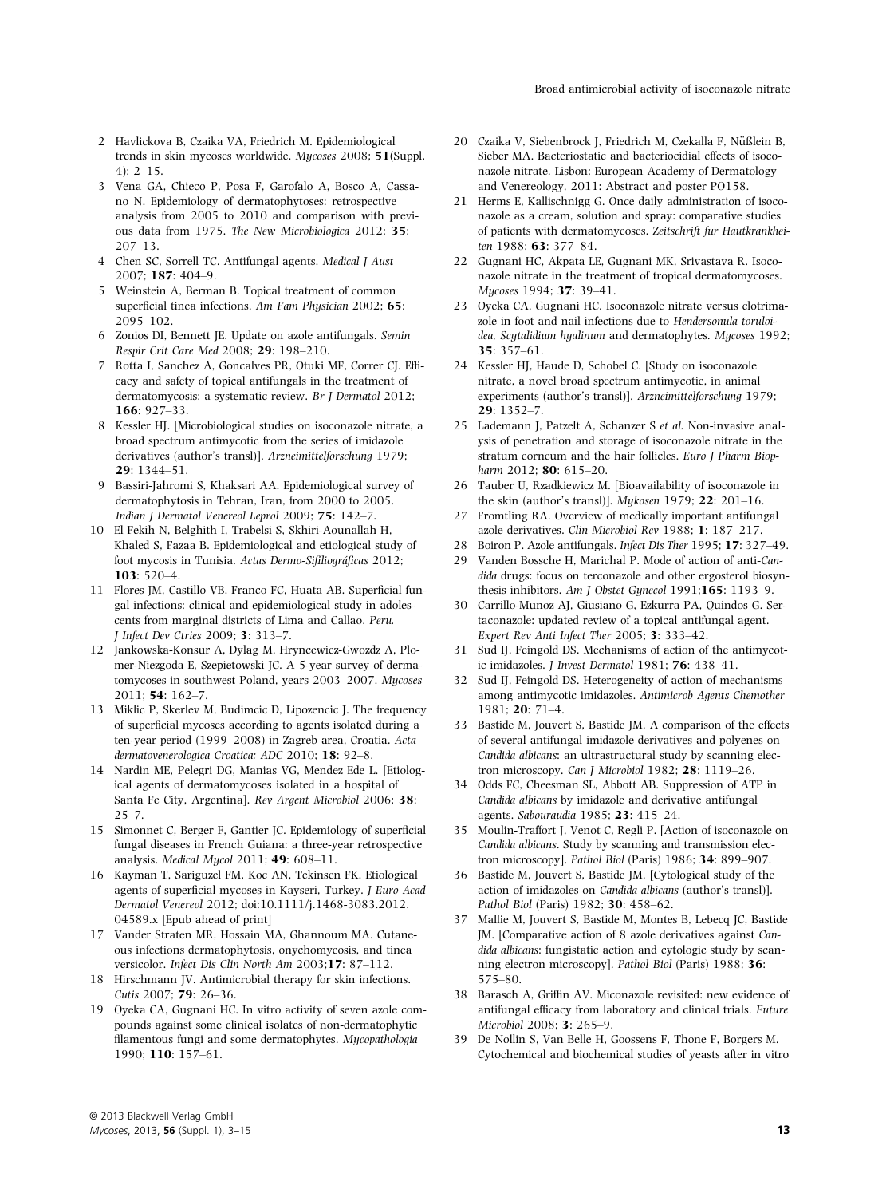2 Havlickova B, Czaika VA, Friedrich M. Epidemiological trends in skin mycoses worldwide. *Mycoses* 2008; **51**(Suppl. 4): 2–15.

3 Vena GA, Chieco P, Posa F, Garofalo A, Bosco A, Cassano N. Epidemiology of dermatophytoses: retrospective analysis from 2005 to 2010 and comparison with previous data from 1975. *The New Microbiologica* 2012; **35**: 207–13.

4 Chen SC, Sorrell TC. Antifungal agents. *Medical J Aust* 2007; **187**: 404–9.

5 Weinstein A, Berman B. Topical treatment of common superficial tinea infections. *Am Fam Physician* 2002; **65**: 2095–102.

6 Zonios DI, Bennett JE. Update on azole antifungals. *Semin Respir Crit Care Med* 2008; **29**: 198–210.

7 Rotta I, Sanchez A, Goncalves PR, Otuki MF, Correr CJ. Efficacy and safety of topical antifungals in the treatment of dermatomycosis: a systematic review. *Br J Dermatol* 2012; **166**: 927–33.

8 Kessler HJ. [Microbiological studies on isoconazole nitrate, a broad spectrum antimycotic from the series of imidazole derivatives (author's transl)]. *Arzneimittelforschung* 1979; **29**: 1344–51.

9 Bassiri-Jahromi S, Khaksari AA. Epidemiological survey of dermatophytosis in Tehran, Iran, from 2000 to 2005. *Indian J Dermatol Venereol Leprol* 2009; **75**: 142–7.

10 El Fekih N, Belghith I, Trabelsi S, Skhiri-Aounallah H, Khaled S, Fazaa B. Epidemiological and etiological study of foot mycosis in Tunisia. *Actas Dermo-Sifiliográficas* 2012; **103**: 520–4.

11 Flores JM, Castillo VB, Franco FC, Huata AB. Superficial fungal infections: clinical and epidemiological study in adolescents from marginal districts of Lima and Callao. Peru. *J Infect Dev Ctries* 2009; **3**: 313–7.

12 Jankowska-Konsur A, Dylag M, Hryncewicz-Gwozdz A, Plomer-Niezgoda E, Szepietowski JC. A 5-year survey of dermatomycoses in southwest Poland, years 2003–2007. *Mycoses* 2011; **54**: 162–7.

13 Miklic P, Skerlev M, Budimcic D, Lipozencic J. The frequency of superficial mycoses according to agents isolated during a ten-year period (1999–2008) in Zagreb area, Croatia. *Acta dermatovenerologica Croatica: ADC* 2010; **18**: 92–8.

14 Nardin ME, Pelegri DG, Manias VG, Mendez Ede L. [Etiological agents of dermatomycoses isolated in a hospital of Santa Fe City, Argentina]. *Rev Argent Microbiol* 2006; **38**: 25–7.

15 Simonnet C, Berger F, Gantier JC. Epidemiology of superficial fungal diseases in French Guiana: a three-year retrospective analysis. *Medical Mycol* 2011; **49**: 608–11.

16 Kayman T, Sariguzel FM, Koc AN, Tekinsen FK. Etiological agents of superficial mycoses in Kayseri, Turkey. *J Euro Acad Dermatol Venereol* 2012; doi:10.1111/j.1468-3083.2012.04589.x [Epub ahead of print]

17 Vander Straten MR, Hossain MA, Ghannoum MA. Cutaneous infections dermatophytosis, onychomycosis, and tinea versicolor. *Infect Dis Clin North Am* 2003;**17**: 87–112.

18 Hirschmann JV. Antimicrobial therapy for skin infections. *Cutis* 2007; **79**: 26–36.

19 Oyeka CA, Gugnani HC. In vitro activity of seven azole compounds against some clinical isolates of non-dermatophytic filamentous fungi and some dermatophytes. *Mycopathologia* 1990; **110**: 157–61.

20 Czaika V, Siebenbrock J, Friedrich M, Czekalla F, Nüßlein B, Sieber MA. Bacteriostatic and bacteriocidial effects of isoconazole nitrate. Lisbon: European Academy of Dermatology and Venereology, 2011: Abstract and poster PO158.

21 Herms E, Kallischnigg G. Once daily administration of isoconazole as a cream, solution and spray: comparative studies of patients with dermatomycoses. *Zeitschrift fur Hautkrankheiten* 1988; **63**: 377–84.

22 Gugnani HC, Akpata LE, Gugnani MK, Srivastava R. Isoconazole nitrate in the treatment of tropical dermatomycoses. *Mycoses* 1994; **37**: 39–41.

23 Oyeka CA, Gugnani HC. Isoconazole nitrate versus clotrimazole in foot and nail infections due to *Hendersonula toruloidea, Scytalidium hyalinum* and dermatophytes. *Mycoses* 1992; **35**: 357–61.

24 Kessler HJ, Haude D, Schobel C. [Study on isoconazole nitrate, a novel broad spectrum antimycotic, in animal experiments (author's transl)]. *Arzneimittelforschung* 1979; **29**: 1352–7.

25 Lademann J, Patzelt A, Schanzer S *et al.* Non-invasive analysis of penetration and storage of isoconazole nitrate in the stratum corneum and the hair follicles. *Euro J Pharm Biopharm* 2012; **80**: 615–20.

26 Tauber U, Rzadkiewicz M. [Bioavailability of isoconazole in the skin (author's transl)]. *Mykosen* 1979; **22**: 201–16.

27 Fromtling RA. Overview of medically important antifungal azole derivatives. *Clin Microbiol Rev* 1988; **1**: 187–217.

28 Boiron P. Azole antifungals. *Infect Dis Ther* 1995; **17**: 327–49.

29 Vanden Bossche H, Marichal P. Mode of action of anti-*Candida* drugs: focus on terconazole and other ergosterol biosynthesis inhibitors. *Am J Obstet Gynecol* 1991;**165**: 1193–9.

30 Carrillo-Munoz AJ, Giusiano G, Ezkurra PA, Quindos G. Sertaconazole: updated review of a topical antifungal agent. *Expert Rev Anti Infect Ther* 2005; **3**: 333–42.

31 Sud IJ, Feingold DS. Mechanisms of action of the antimycotic imidazoles. *J Invest Dermatol* 1981; **76**: 438–41.

32 Sud IJ, Feingold DS. Heterogeneity of action of mechanisms among antimycotic imidazoles. *Antimicrob Agents Chemother* 1981; **20**: 71–4.

33 Bastide M, Jouvert S, Bastide JM. A comparison of the effects of several antifungal imidazole derivatives and polyenes on *Candida albicans*: an ultrastructural study by scanning electron microscopy. *Can J Microbiol* 1982; **28**: 1119–26.

34 Odds FC, Cheesman SL, Abbott AB. Suppression of ATP in *Candida albicans* by imidazole and derivative antifungal agents. *Sabouraudia* 1985; **23**: 415–24.

35 Moulin-Traffort J, Venot C, Regli P. [Action of isoconazole on *Candida albicans*. Study by scanning and transmission electron microscopy]. *Pathol Biol* (Paris) 1986; **34**: 899–907.

36 Bastide M, Jouvert S, Bastide JM. [Cytological study of the action of imidazoles on *Candida albicans* (author's transl)]. *Pathol Biol* (Paris) 1982; **30**: 458–62.

37 Mallie M, Jouvert S, Bastide M, Montes B, Lebecq JC, Bastide JM. [Comparative action of 8 azole derivatives against *Candida albicans*: fungistatic action and cytologic study by scanning electron microscopy]. *Pathol Biol* (Paris) 1988; **36**: 575–80.

38 Barasch A, Griffin AV. Miconazole revisited: new evidence of antifungal efficacy from laboratory and clinical trials. *Future Microbiol* 2008; **3**: 265–9.

39 De Nollin S, Van Belle H, Goossens F, Thone F, Borgers M. Cytochemical and biochemical studies of yeasts after in vitro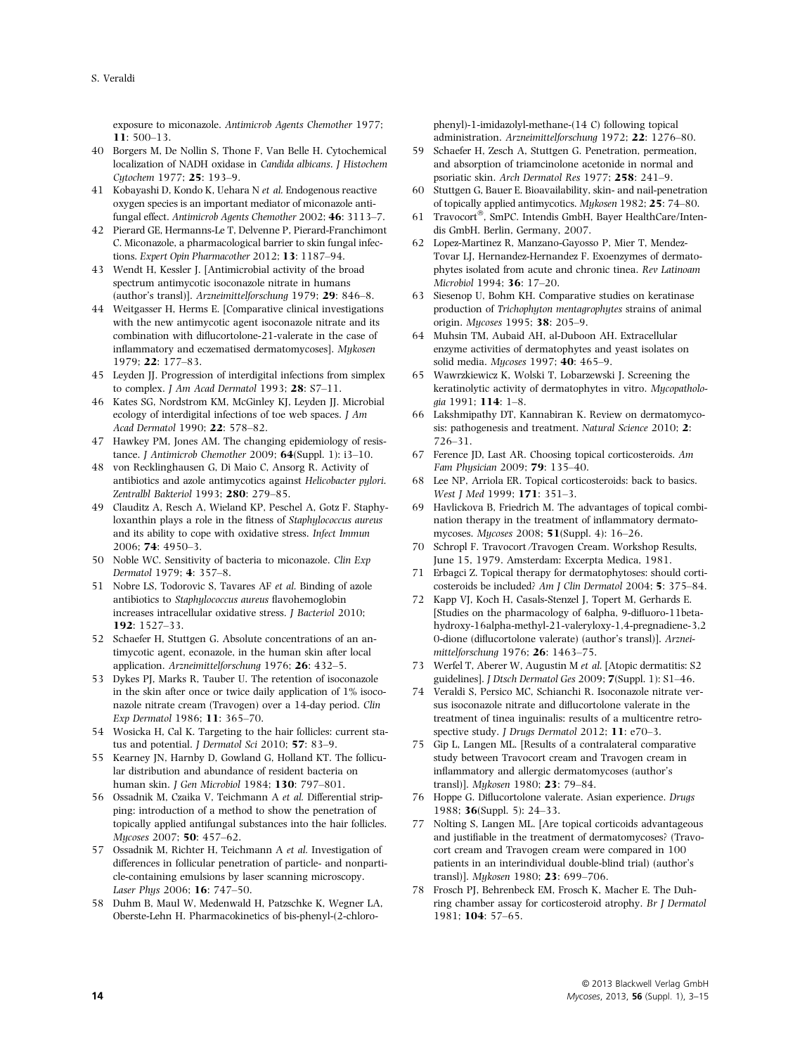exposure to miconazole. *Antimicrob Agents Chemother* 1977; **11**: 500–13.

40 Borgers M, De Nollin S, Thone F, Van Belle H. Cytochemical localization of NADH oxidase in *Candida albicans*. *J Histochem Cytochem* 1977; **25**: 193–9.

41 Kobayashi D, Kondo K, Uehara N *et al.* Endogenous reactive oxygen species is an important mediator of miconazole antifungal effect. *Antimicrob Agents Chemother* 2002; **46**: 3113–7.

42 Pierard GE, Hermanns-Le T, Delvenne P, Pierard-Franchimont C. Miconazole, a pharmacological barrier to skin fungal infections. *Expert Opin Pharmacother* 2012; **13**: 1187–94.

43 Wendt H, Kessler J. [Antimicrobial activity of the broad spectrum antimycotic isoconazole nitrate in humans (author's transl)]. *Arzneimittelforschung* 1979; **29**: 846–8.

44 Weitgasser H, Herms E. [Comparative clinical investigations with the new antimycotic agent isoconazole nitrate and its combination with diflucortolone-21-valerate in the case of inflammatory and eczematised dermatomycoses]. *Mykosen* 1979; **22**: 177–83.

45 Leyden JJ. Progression of interdigital infections from simplex to complex. *J Am Acad Dermatol* 1993; **28**: S7–11.

46 Kates SG, Nordstrom KM, McGinley KJ, Leyden JJ. Microbial ecology of interdigital infections of toe web spaces. *J Am Acad Dermatol* 1990; **22**: 578–82.

47 Hawkey PM, Jones AM. The changing epidemiology of resistance. *J Antimicrob Chemother* 2009; **64**(Suppl. 1): i3–10.

48 von Recklinghausen G, Di Maio C, Ansorg R. Activity of antibiotics and azole antimycotics against *Helicobacter pylori*. *Zentralbl Bakteriol* 1993; **280**: 279–85.

49 Clauditz A, Resch A, Wieland KP, Peschel A, Gotz F. Staphyloxanthin plays a role in the fitness of *Staphylococcus aureus* and its ability to cope with oxidative stress. *Infect Immun* 2006; **74**: 4950–3.

50 Noble WC. Sensitivity of bacteria to miconazole. *Clin Exp Dermatol* 1979; **4**: 357–8.

51 Nobre LS, Todorovic S, Tavares AF *et al.* Binding of azole antibiotics to *Staphylococcus aureus* flavohemoglobin increases intracellular oxidative stress. *J Bacteriol* 2010; **192**: 1527–33.

52 Schaefer H, Stuttgen G. Absolute concentrations of an antimycotic agent, econazole, in the human skin after local application. *Arzneimittelforschung* 1976; **26**: 432–5.

53 Dykes PJ, Marks R, Tauber U. The retention of isoconazole in the skin after once or twice daily application of 1% isoconazole nitrate cream (Travogen) over a 14-day period. *Clin Exp Dermatol* 1986; **11**: 365–70.

54 Wosicka H, Cal K. Targeting to the hair follicles: current status and potential. *J Dermatol Sci* 2010; **57**: 83–9.

55 Kearney JN, Harnby D, Gowland G, Holland KT. The follicular distribution and abundance of resident bacteria on human skin. *J Gen Microbiol* 1984; **130**: 797–801.

56 Ossadnik M, Czaika V, Teichmann A *et al.* Differential stripping: introduction of a method to show the penetration of topically applied antifungal substances into the hair follicles. *Mycoses* 2007; **50**: 457–62.

57 Ossadnik M, Richter H, Teichmann A *et al.* Investigation of differences in follicular penetration of particle- and nonparticle-containing emulsions by laser scanning microscopy. *Laser Phys* 2006; **16**: 747–50.

58 Duhm B, Maul W, Medenwald H, Patzschke K, Wegner LA, Oberste-Lehn H. Pharmacokinetics of bis-phenyl-(2-chlorophenyl)-1-imidazolyl-methane-(14 C) following topical administration. *Arzneimittelforschung* 1972; **22**: 1276–80.

59 Schaefer H, Zesch A, Stuttgen G. Penetration, permeation, and absorption of triamcinolone acetonide in normal and psoriatic skin. *Arch Dermatol Res* 1977; **258**: 241–9.

60 Stuttgen G, Bauer E. Bioavailability, skin- and nail-penetration of topically applied antimycotics. *Mykosen* 1982; **25**: 74–80.

61 Travocort®, SmPC. Intendis GmbH, Bayer HealthCare/Intendis GmbH. Berlin, Germany, 2007.

62 Lopez-Martinez R, Manzano-Gayosso P, Mier T, Mendez-Tovar LJ, Hernandez-Hernandez F. Exoenzymes of dermatophytes isolated from acute and chronic tinea. *Rev Latinoam Microbiol* 1994; **36**: 17–20.

63 Siesenop U, Bohm KH. Comparative studies on keratinase production of *Trichophyton mentagrophytes* strains of animal origin. *Mycoses* 1995; **38**: 205–9.

64 Muhsin TM, Aubaid AH, al-Duboon AH. Extracellular enzyme activities of dermatophytes and yeast isolates on solid media. *Mycoses* 1997; **40**: 465–9.

65 Wawrzkiewicz K, Wolski T, Lobarzewski J. Screening the keratinolytic activity of dermatophytes in vitro. *Mycopathologia* 1991; **114**: 1–8.

66 Lakshmipathy DT, Kannabiran K. Review on dermatomycosis: pathogenesis and treatment. *Natural Science* 2010; **2**: 726–31.

67 Ference JD, Last AR. Choosing topical corticosteroids. *Am Fam Physician* 2009; **79**: 135–40.

68 Lee NP, Arriola ER. Topical corticosteroids: back to basics. *West J Med* 1999; **171**: 351–3.

69 Havlickova B, Friedrich M. The advantages of topical combination therapy in the treatment of inflammatory dermatomycoses. *Mycoses* 2008; **51**(Suppl. 4): 16–26.

70 Schropl F. Travocort/Travogen Cream. Workshop Results, June 15, 1979. Amsterdam: Excerpta Medica, 1981.

71 Erbagci Z. Topical therapy for dermatophytoses: should corticosteroids be included? *Am J Clin Dermatol* 2004; **5**: 375–84.

72 Kapp VJ, Koch H, Casals-Stenzel J, Topert M, Gerhards E. [Studies on the pharmacology of 6alpha, 9-difluoro-11beta-hydroxy-16alpha-methyl-21-valeryloxy-1,4-pregnadiene-3,20-dione (diflucortolone valerate) (author's transl)]. *Arzneimittelforschung* 1976; **26**: 1463–75.

73 Werfel T, Aberer W, Augustin M *et al.* [Atopic dermatitis: S2 guidelines]. *J Dtsch Dermatol Ges* 2009; **7**(Suppl. 1): S1–46.

74 Veraldi S, Persico MC, Schianchi R. Isoconazole nitrate versus isoconazole nitrate and diflucortolone valerate in the treatment of tinea inguinalis: results of a multicentre retrospective study. *J Drugs Dermatol* 2012; **11**: e70–3.

75 Gip L, Langen ML. [Results of a contralateral comparative study between Travocort cream and Travogen cream in inflammatory and allergic dermatomycoses (author's transl)]. *Mykosen* 1980; **23**: 79–84.

76 Hoppe G. Diflucortolone valerate. Asian experience. *Drugs* 1988; **36**(Suppl. 5): 24–33.

77 Nolting S, Langen ML. [Are topical corticoids advantageous and justifiable in the treatment of dermatomycoses? (Travocort cream and Travogen cream were compared in 100 patients in an interindividual double-blind trial) (author's transl)]. *Mykosen* 1980; **23**: 699–706.

78 Frosch PJ, Behrenbeck EM, Frosch K, Macher E. The Duhring chamber assay for corticosteroid atrophy. *Br J Dermatol* 1981; **104**: 57–65.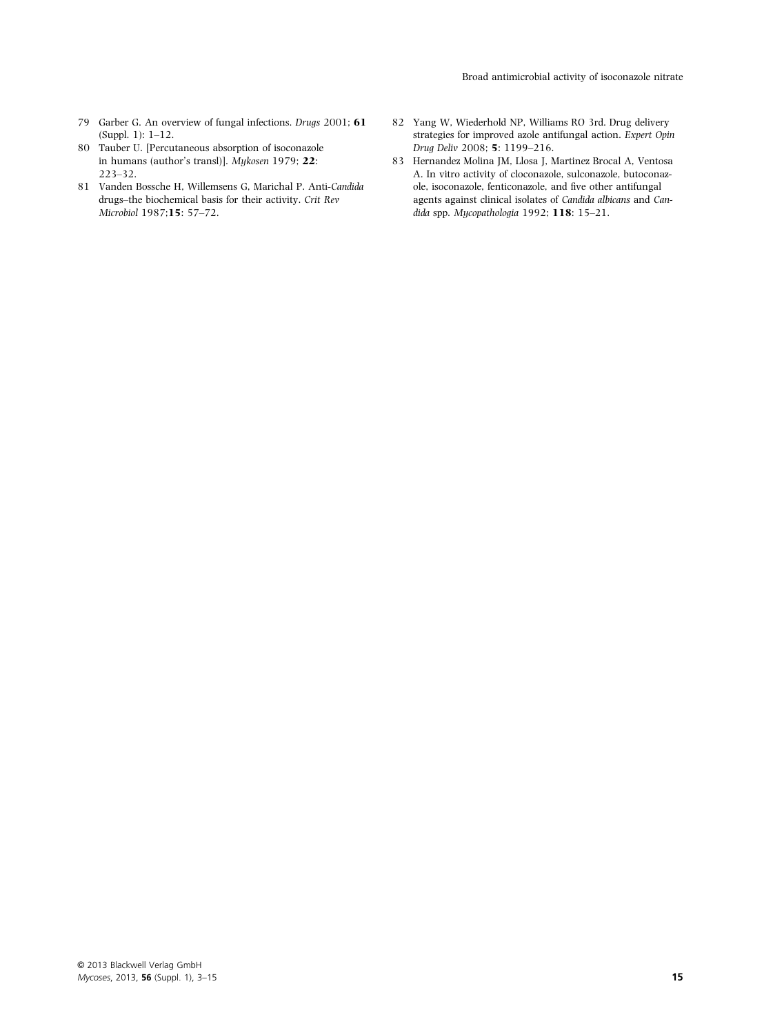79 Garber G. An overview of fungal infections. *Drugs* 2001; **61** (Suppl. 1): 1–12.

80 Tauber U. [Percutaneous absorption of isoconazole in humans (author's transl)]. *Mykosen* 1979; **22**: 223–32.

81 Vanden Bossche H, Willemsens G, Marichal P. Anti-*Candida* drugs–the biochemical basis for their activity. *Crit Rev Microbiol* 1987;**15**: 57–72.

82 Yang W, Wiederhold NP, Williams RO 3rd. Drug delivery strategies for improved azole antifungal action. *Expert Opin Drug Deliv* 2008; **5**: 1199–216.

83 Hernandez Molina JM, Llosa J, Martinez Brocal A, Ventosa A. In vitro activity of cloconazole, sulconazole, butoconazole, isoconazole, fenticonazole, and five other antifungal agents against clinical isolates of *Candida albicans* and *Candida* spp. *Mycopathologia* 1992; **118**: 15–21.